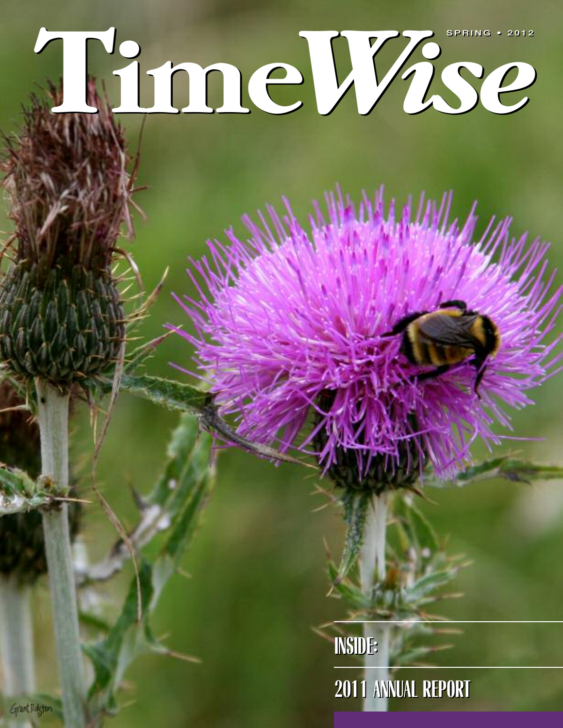# TimeWise

SPRING • 2012

INSIDE:

2011 ANNUAL REPORT

Grant Ralston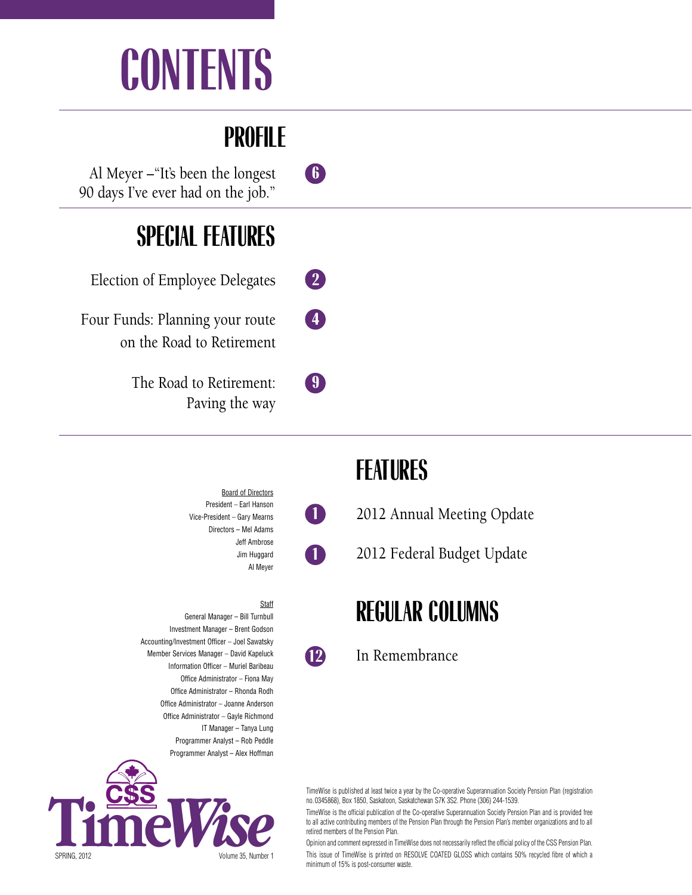# CONTENTS

## PROFILE

Al Meyer –"It's been the longest 90 days I've ever had on the job." — 6

## SPECIAL FEATURES

Election of Employee Delegates — 2

Four Funds: Planning your route on the Road to Retirement — 4

The Road to Retirement: Paving the way — 9

## FEATURES

1 — 2012 Annual Meeting Opdate

1 — 2012 Federal Budget Update

## REGULAR COLUMNS

12 — In Remembrance

Board of Directors

President – Earl Hanson
Vice-President – Gary Mearns
Directors – Mel Adams
Jeff Ambrose
Jim Huggard
Al Meyer

Staff

General Manager – Bill Turnbull
Investment Manager – Brent Godson
Accounting/Investment Officer – Joel Sawatsky
Member Services Manager – David Kapeluck
Information Officer – Muriel Baribeau
Office Administrator – Fiona May
Office Administrator – Rhonda Rodh
Office Administrator – Joanne Anderson
Office Administrator – Gayle Richmond
IT Manager – Tanya Lung
Programmer Analyst – Rob Peddle
Programmer Analyst – Alex Hoffman

CSS TimeWise

SPRING, 2012 Volume 35, Number 1

TimeWise is published at least twice a year by the Co-operative Superannuation Society Pension Plan (registration no.0345868), Box 1850, Saskatoon, Saskatchewan S7K 3S2. Phone (306) 244-1539.

TimeWise is the official publication of the Co-operative Superannuation Society Pension Plan and is provided free to all active contributing members of the Pension Plan through the Pension Plan's member organizations and to all retired members of the Pension Plan.

Opinion and comment expressed in TimeWise does not necessarily reflect the official policy of the CSS Pension Plan.

This issue of TimeWise is printed on RESOLVE COATED GLOSS which contains 50% recycled fibre of which a minimum of 15% is post-consumer waste.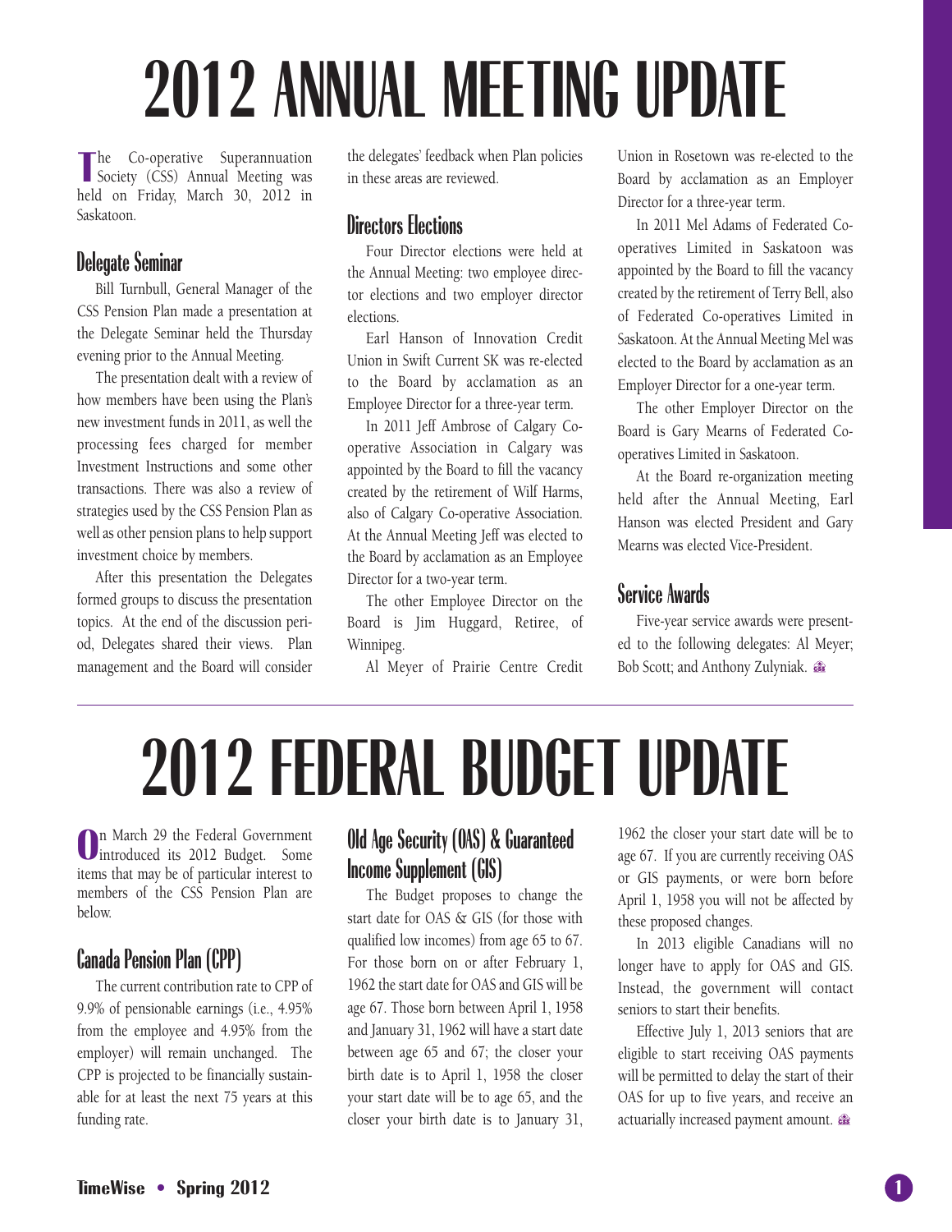# 2012 ANNUAL MEETING UPDATE

The Co-operative Superannuation Society (CSS) Annual Meeting was held on Friday, March 30, 2012 in Saskatoon.

## Delegate Seminar

Bill Turnbull, General Manager of the CSS Pension Plan made a presentation at the Delegate Seminar held the Thursday evening prior to the Annual Meeting.

The presentation dealt with a review of how members have been using the Plan's new investment funds in 2011, as well the processing fees charged for member Investment Instructions and some other transactions. There was also a review of strategies used by the CSS Pension Plan as well as other pension plans to help support investment choice by members.

After this presentation the Delegates formed groups to discuss the presentation topics. At the end of the discussion period, Delegates shared their views. Plan management and the Board will consider the delegates' feedback when Plan policies in these areas are reviewed.

## Directors Elections

Four Director elections were held at the Annual Meeting: two employee director elections and two employer director elections.

Earl Hanson of Innovation Credit Union in Swift Current SK was re-elected to the Board by acclamation as an Employee Director for a three-year term.

In 2011 Jeff Ambrose of Calgary Co-operative Association in Calgary was appointed by the Board to fill the vacancy created by the retirement of Wilf Harms, also of Calgary Co-operative Association. At the Annual Meeting Jeff was elected to the Board by acclamation as an Employee Director for a two-year term.

The other Employee Director on the Board is Jim Huggard, Retiree, of Winnipeg.

Al Meyer of Prairie Centre Credit Union in Rosetown was re-elected to the Board by acclamation as an Employer Director for a three-year term.

In 2011 Mel Adams of Federated Co-operatives Limited in Saskatoon was appointed by the Board to fill the vacancy created by the retirement of Terry Bell, also of Federated Co-operatives Limited in Saskatoon. At the Annual Meeting Mel was elected to the Board by acclamation as an Employer Director for a one-year term.

The other Employer Director on the Board is Gary Mearns of Federated Co-operatives Limited in Saskatoon.

At the Board re-organization meeting held after the Annual Meeting, Earl Hanson was elected President and Gary Mearns was elected Vice-President.

## Service Awards

Five-year service awards were presented to the following delegates: Al Meyer; Bob Scott; and Anthony Zulyniak.

# 2012 FEDERAL BUDGET UPDATE

On March 29 the Federal Government introduced its 2012 Budget. Some items that may be of particular interest to members of the CSS Pension Plan are below.

## Canada Pension Plan (CPP)

The current contribution rate to CPP of 9.9% of pensionable earnings (i.e., 4.95% from the employee and 4.95% from the employer) will remain unchanged. The CPP is projected to be financially sustainable for at least the next 75 years at this funding rate.

## Old Age Security (OAS) & Guaranteed Income Supplement (GIS)

The Budget proposes to change the start date for OAS & GIS (for those with qualified low incomes) from age 65 to 67. For those born on or after February 1, 1962 the start date for OAS and GIS will be age 67. Those born between April 1, 1958 and January 31, 1962 will have a start date between age 65 and 67; the closer your birth date is to April 1, 1958 the closer your start date will be to age 65, and the closer your birth date is to January 31, 1962 the closer your start date will be to age 67. If you are currently receiving OAS or GIS payments, or were born before April 1, 1958 you will not be affected by these proposed changes.

In 2013 eligible Canadians will no longer have to apply for OAS and GIS. Instead, the government will contact seniors to start their benefits.

Effective July 1, 2013 seniors that are eligible to start receiving OAS payments will be permitted to delay the start of their OAS for up to five years, and receive an actuarially increased payment amount.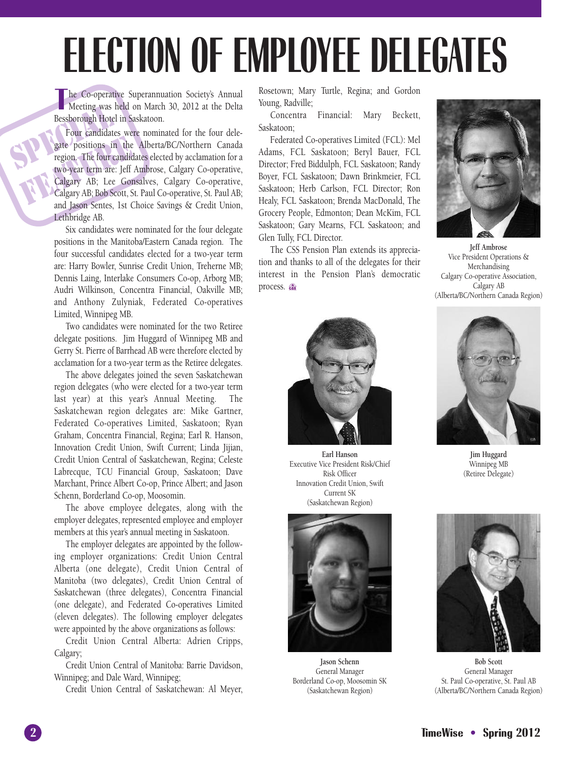# ELECTION OF EMPLOYEE DELEGATES

SPECIAL FEATURE

The Co-operative Superannuation Society's Annual Meeting was held on March 30, 2012 at the Delta Bessborough Hotel in Saskatoon.

Four candidates were nominated for the four delegate positions in the Alberta/BC/Northern Canada region. The four candidates elected by acclamation for a two-year term are: Jeff Ambrose, Calgary Co-operative, Calgary AB; Lee Gonsalves, Calgary Co-operative, Calgary AB; Bob Scott, St. Paul Co-operative, St. Paul AB; and Jason Sentes, 1st Choice Savings & Credit Union, Lethbridge AB.

Six candidates were nominated for the four delegate positions in the Manitoba/Eastern Canada region. The four successful candidates elected for a two-year term are: Harry Bowler, Sunrise Credit Union, Treherne MB; Dennis Laing, Interlake Consumers Co-op, Arborg MB; Audri Wilkinson, Concentra Financial, Oakville MB; and Anthony Zulyniak, Federated Co-operatives Limited, Winnipeg MB.

Two candidates were nominated for the two Retiree delegate positions. Jim Huggard of Winnipeg MB and Gerry St. Pierre of Barrhead AB were therefore elected by acclamation for a two-year term as the Retiree delegates.

The above delegates joined the seven Saskatchewan region delegates (who were elected for a two-year term last year) at this year's Annual Meeting. The Saskatchewan region delegates are: Mike Gartner, Federated Co-operatives Limited, Saskatoon; Ryan Graham, Concentra Financial, Regina; Earl R. Hanson, Innovation Credit Union, Swift Current; Linda Jijian, Credit Union Central of Saskatchewan, Regina; Celeste Labrecque, TCU Financial Group, Saskatoon; Dave Marchant, Prince Albert Co-op, Prince Albert; and Jason Schenn, Borderland Co-op, Moosomin.

The above employee delegates, along with the employer delegates, represented employee and employer members at this year's annual meeting in Saskatoon.

The employer delegates are appointed by the following employer organizations: Credit Union Central Alberta (one delegate), Credit Union Central of Manitoba (two delegates), Credit Union Central of Saskatchewan (three delegates), Concentra Financial (one delegate), and Federated Co-operatives Limited (eleven delegates). The following employer delegates were appointed by the above organizations as follows:

Credit Union Central Alberta: Adrien Cripps, Calgary;

Credit Union Central of Manitoba: Barrie Davidson, Winnipeg; and Dale Ward, Winnipeg;

Credit Union Central of Saskatchewan: Al Meyer, Rosetown; Mary Turtle, Regina; and Gordon Young, Radville;

Concentra Financial: Mary Beckett, Saskatoon;

Federated Co-operatives Limited (FCL): Mel Adams, FCL Saskatoon; Beryl Bauer, FCL Director; Fred Biddulph, FCL Saskatoon; Randy Boyer, FCL Saskatoon; Dawn Brinkmeier, FCL Saskatoon; Herb Carlson, FCL Director; Ron Healy, FCL Saskatoon; Brenda MacDonald, The Grocery People, Edmonton; Dean McKim, FCL Saskatoon; Gary Mearns, FCL Saskatoon; and Glen Tully, FCL Director.

The CSS Pension Plan extends its appreciation and thanks to all of the delegates for their interest in the Pension Plan's democratic process.

**Jeff Ambrose**
Vice President Operations & Merchandising
Calgary Co-operative Association, Calgary AB
(Alberta/BC/Northern Canada Region)

**Earl Hanson**
Executive Vice President Risk/Chief Risk Officer
Innovation Credit Union, Swift Current SK
(Saskatchewan Region)

**Jim Huggard**
Winnipeg MB
(Retiree Delegate)

**Jason Schenn**
General Manager
Borderland Co-op, Moosomin SK
(Saskatchewan Region)

**Bob Scott**
General Manager
St. Paul Co-operative, St. Paul AB
(Alberta/BC/Northern Canada Region)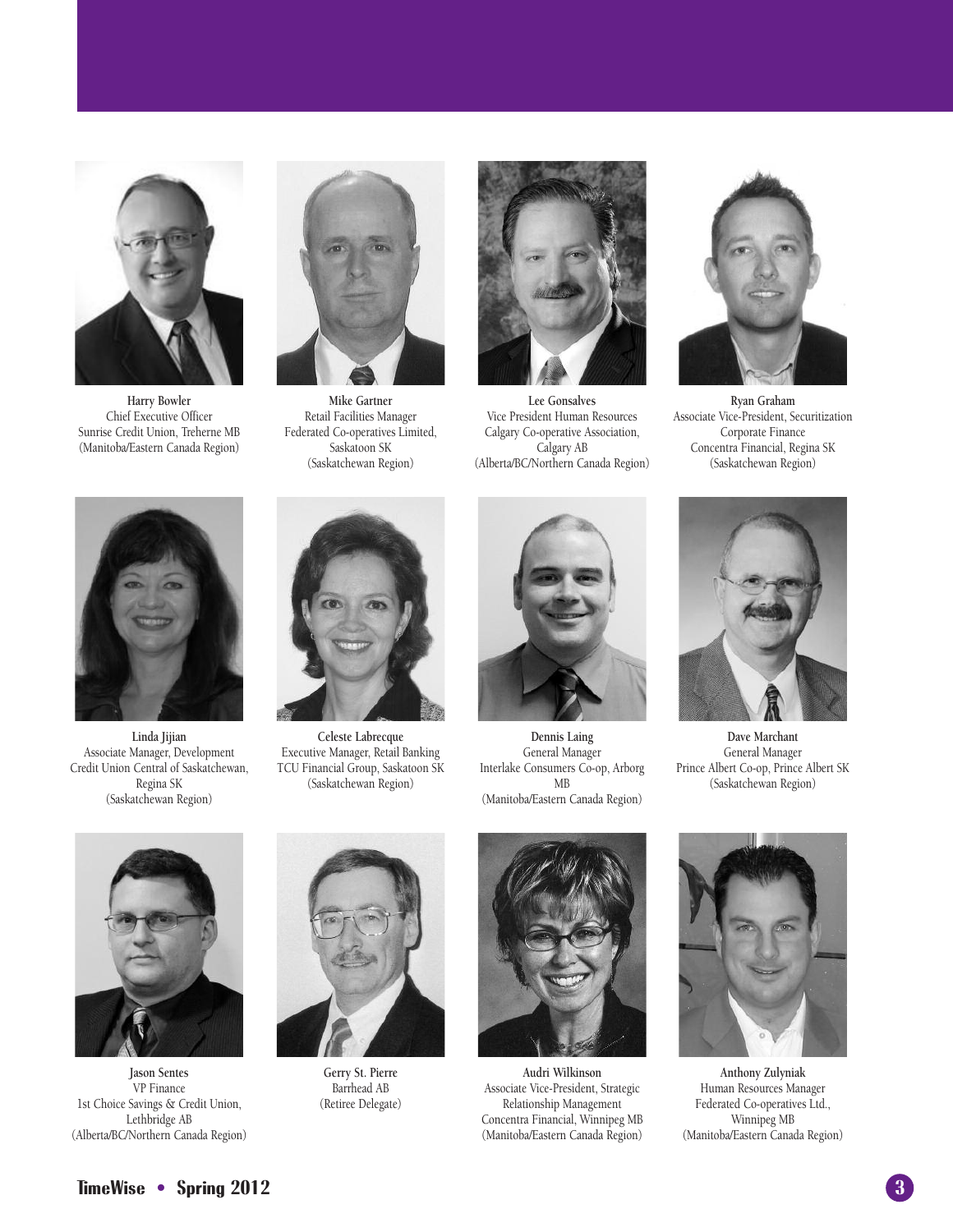**Harry Bowler**
Chief Executive Officer
Sunrise Credit Union, Treherne MB
(Manitoba/Eastern Canada Region)

**Mike Gartner**
Retail Facilities Manager
Federated Co-operatives Limited, Saskatoon SK
(Saskatchewan Region)

**Lee Gonsalves**
Vice President Human Resources
Calgary Co-operative Association, Calgary AB
(Alberta/BC/Northern Canada Region)

**Ryan Graham**
Associate Vice-President, Securitization Corporate Finance
Concentra Financial, Regina SK
(Saskatchewan Region)

**Linda Jijian**
Associate Manager, Development
Credit Union Central of Saskatchewan, Regina SK
(Saskatchewan Region)

**Celeste Labrecque**
Executive Manager, Retail Banking
TCU Financial Group, Saskatoon SK
(Saskatchewan Region)

**Dennis Laing**
General Manager
Interlake Consumers Co-op, Arborg MB
(Manitoba/Eastern Canada Region)

**Dave Marchant**
General Manager
Prince Albert Co-op, Prince Albert SK
(Saskatchewan Region)

**Jason Sentes**
VP Finance
1st Choice Savings & Credit Union, Lethbridge AB
(Alberta/BC/Northern Canada Region)

**Gerry St. Pierre**
Barrhead AB
(Retiree Delegate)

**Audri Wilkinson**
Associate Vice-President, Strategic Relationship Management
Concentra Financial, Winnipeg MB
(Manitoba/Eastern Canada Region)

**Anthony Zulyniak**
Human Resources Manager
Federated Co-operatives Ltd., Winnipeg MB
(Manitoba/Eastern Canada Region)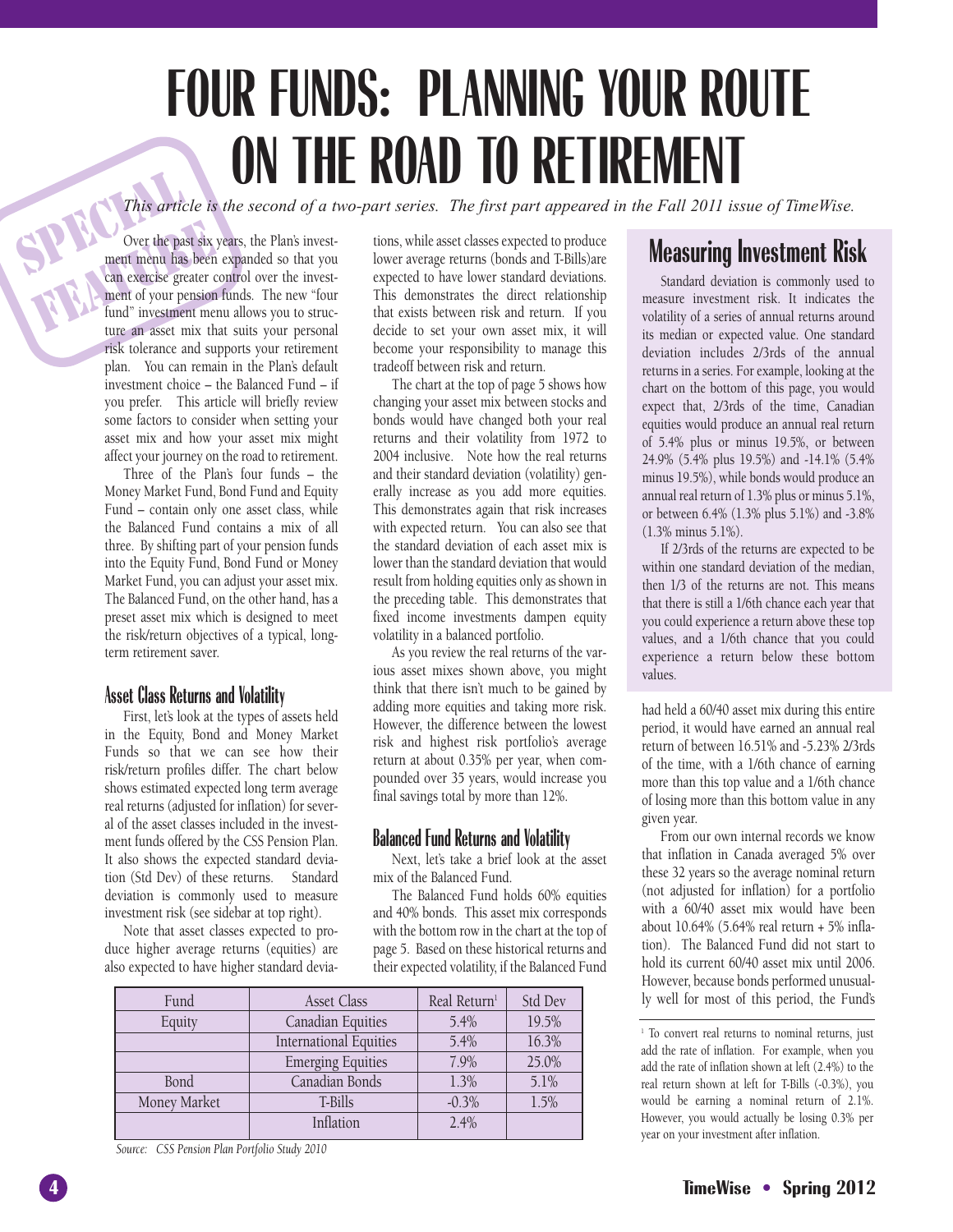# FOUR FUNDS: PLANNING YOUR ROUTE ON THE ROAD TO RETIREMENT

SPECIAL FEATURE

*This article is the second of a two-part series. The first part appeared in the Fall 2011 issue of TimeWise.*

Over the past six years, the Plan's investment menu has been expanded so that you can exercise greater control over the investment of your pension funds. The new "four fund" investment menu allows you to structure an asset mix that suits your personal risk tolerance and supports your retirement plan. You can remain in the Plan's default investment choice – the Balanced Fund – if you prefer. This article will briefly review some factors to consider when setting your asset mix and how your asset mix might affect your journey on the road to retirement.

Three of the Plan's four funds – the Money Market Fund, Bond Fund and Equity Fund – contain only one asset class, while the Balanced Fund contains a mix of all three. By shifting part of your pension funds into the Equity Fund, Bond Fund or Money Market Fund, you can adjust your asset mix. The Balanced Fund, on the other hand, has a preset asset mix which is designed to meet the risk/return objectives of a typical, long-term retirement saver.

### Asset Class Returns and Volatility

First, let's look at the types of assets held in the Equity, Bond and Money Market Funds so that we can see how their risk/return profiles differ. The chart below shows estimated expected long term average real returns (adjusted for inflation) for several of the asset classes included in the investment funds offered by the CSS Pension Plan. It also shows the expected standard deviation (Std Dev) of these returns. Standard deviation is commonly used to measure investment risk (see sidebar at top right).

Note that asset classes expected to produce higher average returns (equities) are also expected to have higher standard deviations, while asset classes expected to produce lower average returns (bonds and T-Bills)are expected to have lower standard deviations. This demonstrates the direct relationship that exists between risk and return. If you decide to set your own asset mix, it will become your responsibility to manage this tradeoff between risk and return.

The chart at the top of page 5 shows how changing your asset mix between stocks and bonds would have changed both your real returns and their volatility from 1972 to 2004 inclusive. Note how the real returns and their standard deviation (volatility) generally increase as you add more equities. This demonstrates again that risk increases with expected return. You can also see that the standard deviation of each asset mix is lower than the standard deviation that would result from holding equities only as shown in the preceding table. This demonstrates that fixed income investments dampen equity volatility in a balanced portfolio.

As you review the real returns of the various asset mixes shown above, you might think that there isn't much to be gained by adding more equities and taking more risk. However, the difference between the lowest risk and highest risk portfolio's average return at about 0.35% per year, when compounded over 35 years, would increase you final savings total by more than 12%.

### Balanced Fund Returns and Volatility

Next, let's take a brief look at the asset mix of the Balanced Fund.

The Balanced Fund holds 60% equities and 40% bonds. This asset mix corresponds with the bottom row in the chart at the top of page 5. Based on these historical returns and their expected volatility, if the Balanced Fund had held a 60/40 asset mix during this entire period, it would have earned an annual real return of between 16.51% and -5.23% 2/3rds of the time, with a 1/6th chance of earning more than this top value and a 1/6th chance of losing more than this bottom value in any given year.

From our own internal records we know that inflation in Canada averaged 5% over these 32 years so the average nominal return (not adjusted for inflation) for a portfolio with a 60/40 asset mix would have been about 10.64% (5.64% real return + 5% inflation). The Balanced Fund did not start to hold its current 60/40 asset mix until 2006. However, because bonds performed unusually well for most of this period, the Fund's

| Fund | Asset Class | Real Return[1] | Std Dev |
|---|---|---|---|
| Equity | Canadian Equities | 5.4% | 19.5% |
| | International Equities | 5.4% | 16.3% |
| | Emerging Equities | 7.9% | 25.0% |
| Bond | Canadian Bonds | 1.3% | 5.1% |
| Money Market | T-Bills | -0.3% | 1.5% |
| | Inflation | 2.4% | |

*Source: CSS Pension Plan Portfolio Study 2010*

## Measuring Investment Risk

Standard deviation is commonly used to measure investment risk. It indicates the volatility of a series of annual returns around its median or expected value. One standard deviation includes 2/3rds of the annual returns in a series. For example, looking at the chart on the bottom of this page, you would expect that, 2/3rds of the time, Canadian equities would produce an annual real return of 5.4% plus or minus 19.5%, or between 24.9% (5.4% plus 19.5%) and -14.1% (5.4% minus 19.5%), while bonds would produce an annual real return of 1.3% plus or minus 5.1%, or between 6.4% (1.3% plus 5.1%) and -3.8% (1.3% minus 5.1%).

If 2/3rds of the returns are expected to be within one standard deviation of the median, then 1/3 of the returns are not. This means that there is still a 1/6th chance each year that you could experience a return above these top values, and a 1/6th chance that you could experience a return below these bottom values.

[1] To convert real returns to nominal returns, just add the rate of inflation. For example, when you add the rate of inflation shown at left (2.4%) to the real return shown at left for T-Bills (-0.3%), you would be earning a nominal return of 2.1%. However, you would actually be losing 0.3% per year on your investment after inflation.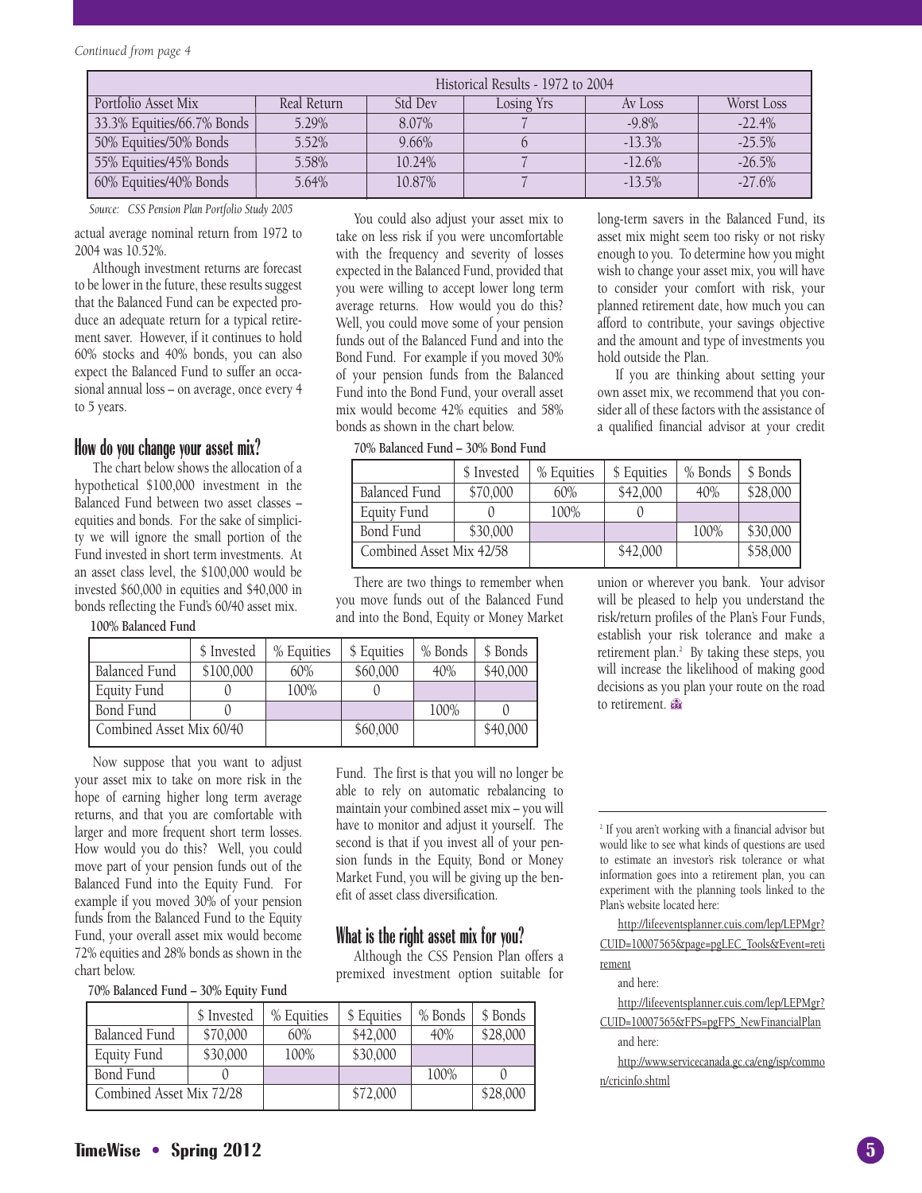*Continued from page 4*

| Historical Results - 1972 to 2004 | | | | | |
|---|---|---|---|---|---|
| Portfolio Asset Mix | Real Return | Std Dev | Losing Yrs | Av Loss | Worst Loss |
| 33.3% Equities/66.7% Bonds | 5.29% | 8.07% | 7 | -9.8% | -22.4% |
| 50% Equities/50% Bonds | 5.52% | 9.66% | 6 | -13.3% | -25.5% |
| 55% Equities/45% Bonds | 5.58% | 10.24% | 7 | -12.6% | -26.5% |
| 60% Equities/40% Bonds | 5.64% | 10.87% | 7 | -13.5% | -27.6% |

*Source: CSS Pension Plan Portfolio Study 2005*

actual average nominal return from 1972 to 2004 was 10.52%.

Although investment returns are forecast to be lower in the future, these results suggest that the Balanced Fund can be expected produce an adequate return for a typical retirement saver. However, if it continues to hold 60% stocks and 40% bonds, you can also expect the Balanced Fund to suffer an occasional annual loss – on average, once every 4 to 5 years.

## How do you change your asset mix?

The chart below shows the allocation of a hypothetical $100,000 investment in the Balanced Fund between two asset classes – equities and bonds. For the sake of simplicity we will ignore the small portion of the Fund invested in short term investments. At an asset class level, the $100,000 would be invested $60,000 in equities and $40,000 in bonds reflecting the Fund's 60/40 asset mix.

**100% Balanced Fund**

| | $ Invested | % Equities | $ Equities | % Bonds | $ Bonds |
|---|---|---|---|---|---|
| Balanced Fund | $100,000 | 60% | $60,000 | 40% | $40,000 |
| Equity Fund | 0 | 100% | 0 | | |
| Bond Fund | 0 | | | 100% | 0 |
| Combined Asset Mix 60/40 | | | $60,000 | | $40,000 |

Now suppose that you want to adjust your asset mix to take on more risk in the hope of earning higher long term average returns, and that you are comfortable with larger and more frequent short term losses. How would you do this? Well, you could move part of your pension funds out of the Balanced Fund into the Equity Fund. For example if you moved 30% of your pension funds from the Balanced Fund to the Equity Fund, your overall asset mix would become 72% equities and 28% bonds as shown in the chart below.

**70% Balanced Fund – 30% Equity Fund**

| | $ Invested | % Equities | $ Equities | % Bonds | $ Bonds |
|---|---|---|---|---|---|
| Balanced Fund | $70,000 | 60% | $42,000 | 40% | $28,000 |
| Equity Fund | $30,000 | 100% | $30,000 | | |
| Bond Fund | 0 | | | 100% | 0 |
| Combined Asset Mix 72/28 | | | $72,000 | | $28,000 |

You could also adjust your asset mix to take on less risk if you were uncomfortable with the frequency and severity of losses expected in the Balanced Fund, provided that you were willing to accept lower long term average returns. How would you do this? Well, you could move some of your pension funds out of the Balanced Fund and into the Bond Fund. For example if you moved 30% of your pension funds from the Balanced Fund into the Bond Fund, your overall asset mix would become 42% equities and 58% bonds as shown in the chart below.

**70% Balanced Fund – 30% Bond Fund**

| | $ Invested | % Equities | $ Equities | % Bonds | $ Bonds |
|---|---|---|---|---|---|
| Balanced Fund | $70,000 | 60% | $42,000 | 40% | $28,000 |
| Equity Fund | 0 | 100% | 0 | | |
| Bond Fund | $30,000 | | | 100% | $30,000 |
| Combined Asset Mix 42/58 | | | $42,000 | | $58,000 |

There are two things to remember when you move funds out of the Balanced Fund and into the Bond, Equity or Money Market Fund. The first is that you will no longer be able to rely on automatic rebalancing to maintain your combined asset mix – you will have to monitor and adjust it yourself. The second is that if you invest all of your pension funds in the Equity, Bond or Money Market Fund, you will be giving up the benefit of asset class diversification.

## What is the right asset mix for you?

Although the CSS Pension Plan offers a premixed investment option suitable for long-term savers in the Balanced Fund, its asset mix might seem too risky or not risky enough to you. To determine how you might wish to change your asset mix, you will have to consider your comfort with risk, your planned retirement date, how much you can afford to contribute, your savings objective and the amount and type of investments you hold outside the Plan.

If you are thinking about setting your own asset mix, we recommend that you consider all of these factors with the assistance of a qualified financial advisor at your credit union or wherever you bank. Your advisor will be pleased to help you understand the risk/return profiles of the Plan's Four Funds, establish your risk tolerance and make a retirement plan.[2] By taking these steps, you will increase the likelihood of making good decisions as you plan your route on the road to retirement.

---

[2] If you aren't working with a financial advisor but would like to see what kinds of questions are used to estimate an investor's risk tolerance or what information goes into a retirement plan, you can experiment with the planning tools linked to the Plan's website located here:

http://lifeeventsplanner.cuis.com/lep/LEPMgr?CUID=10007565&page=pgLEC_Tools&Event=retirement

and here:

http://lifeeventsplanner.cuis.com/lep/LEPMgr?CUID=10007565&FPS=pgFPS_NewFinancialPlan

and here:

http://www.servicecanada.gc.ca/eng/isp/common/cricinfo.shtml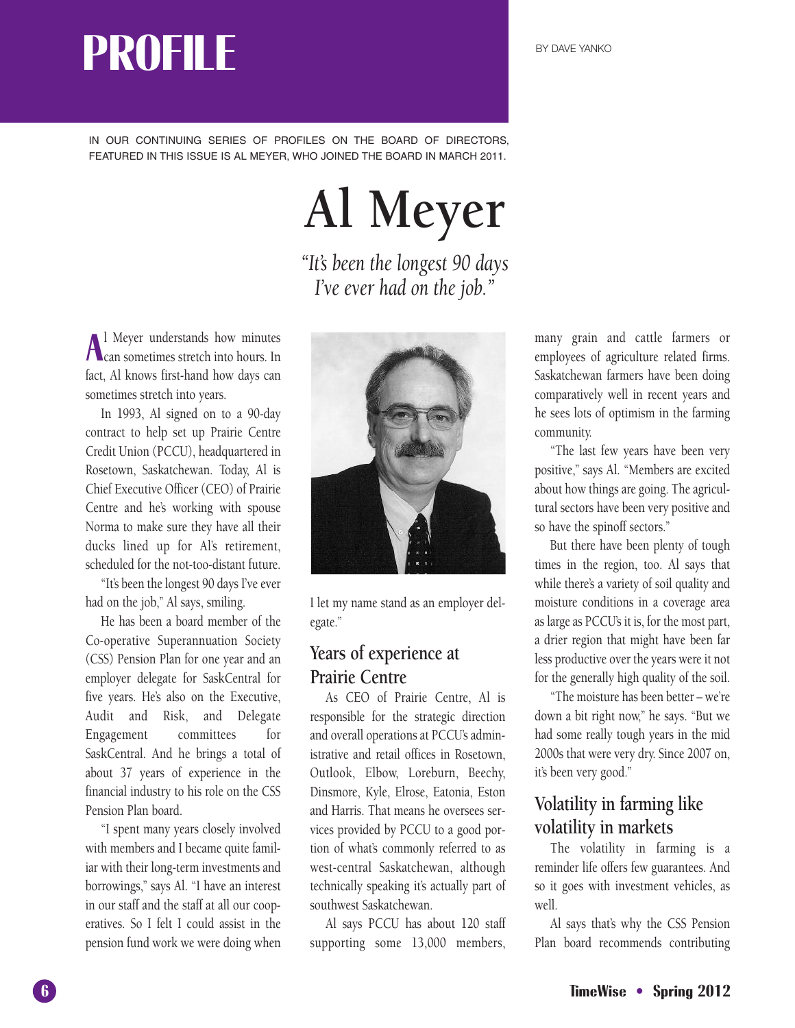# PROFILE

BY DAVE YANKO

IN OUR CONTINUING SERIES OF PROFILES ON THE BOARD OF DIRECTORS, FEATURED IN THIS ISSUE IS AL MEYER, WHO JOINED THE BOARD IN MARCH 2011.

# Al Meyer

*"It's been the longest 90 days I've ever had on the job."*

Al Meyer understands how minutes can sometimes stretch into hours. In fact, Al knows first-hand how days can sometimes stretch into years.

In 1993, Al signed on to a 90-day contract to help set up Prairie Centre Credit Union (PCCU), headquartered in Rosetown, Saskatchewan. Today, Al is Chief Executive Officer (CEO) of Prairie Centre and he's working with spouse Norma to make sure they have all their ducks lined up for Al's retirement, scheduled for the not-too-distant future.

"It's been the longest 90 days I've ever had on the job," Al says, smiling.

He has been a board member of the Co-operative Superannuation Society (CSS) Pension Plan for one year and an employer delegate for SaskCentral for five years. He's also on the Executive, Audit and Risk, and Delegate Engagement committees for SaskCentral. And he brings a total of about 37 years of experience in the financial industry to his role on the CSS Pension Plan board.

"I spent many years closely involved with members and I became quite familiar with their long-term investments and borrowings," says Al. "I have an interest in our staff and the staff at all our cooperatives. So I felt I could assist in the pension fund work we were doing when I let my name stand as an employer delegate."

## Years of experience at Prairie Centre

As CEO of Prairie Centre, Al is responsible for the strategic direction and overall operations at PCCU's administrative and retail offices in Rosetown, Outlook, Elbow, Loreburn, Beechy, Dinsmore, Kyle, Elrose, Eatonia, Eston and Harris. That means he oversees services provided by PCCU to a good portion of what's commonly referred to as west-central Saskatchewan, although technically speaking it's actually part of southwest Saskatchewan.

Al says PCCU has about 120 staff supporting some 13,000 members, many grain and cattle farmers or employees of agriculture related firms. Saskatchewan farmers have been doing comparatively well in recent years and he sees lots of optimism in the farming community.

"The last few years have been very positive," says Al. "Members are excited about how things are going. The agricultural sectors have been very positive and so have the spinoff sectors."

But there have been plenty of tough times in the region, too. Al says that while there's a variety of soil quality and moisture conditions in a coverage area as large as PCCU's it is, for the most part, a drier region that might have been far less productive over the years were it not for the generally high quality of the soil.

"The moisture has been better – we're down a bit right now," he says. "But we had some really tough years in the mid 2000s that were very dry. Since 2007 on, it's been very good."

## Volatility in farming like volatility in markets

The volatility in farming is a reminder life offers few guarantees. And so it goes with investment vehicles, as well.

Al says that's why the CSS Pension Plan board recommends contributing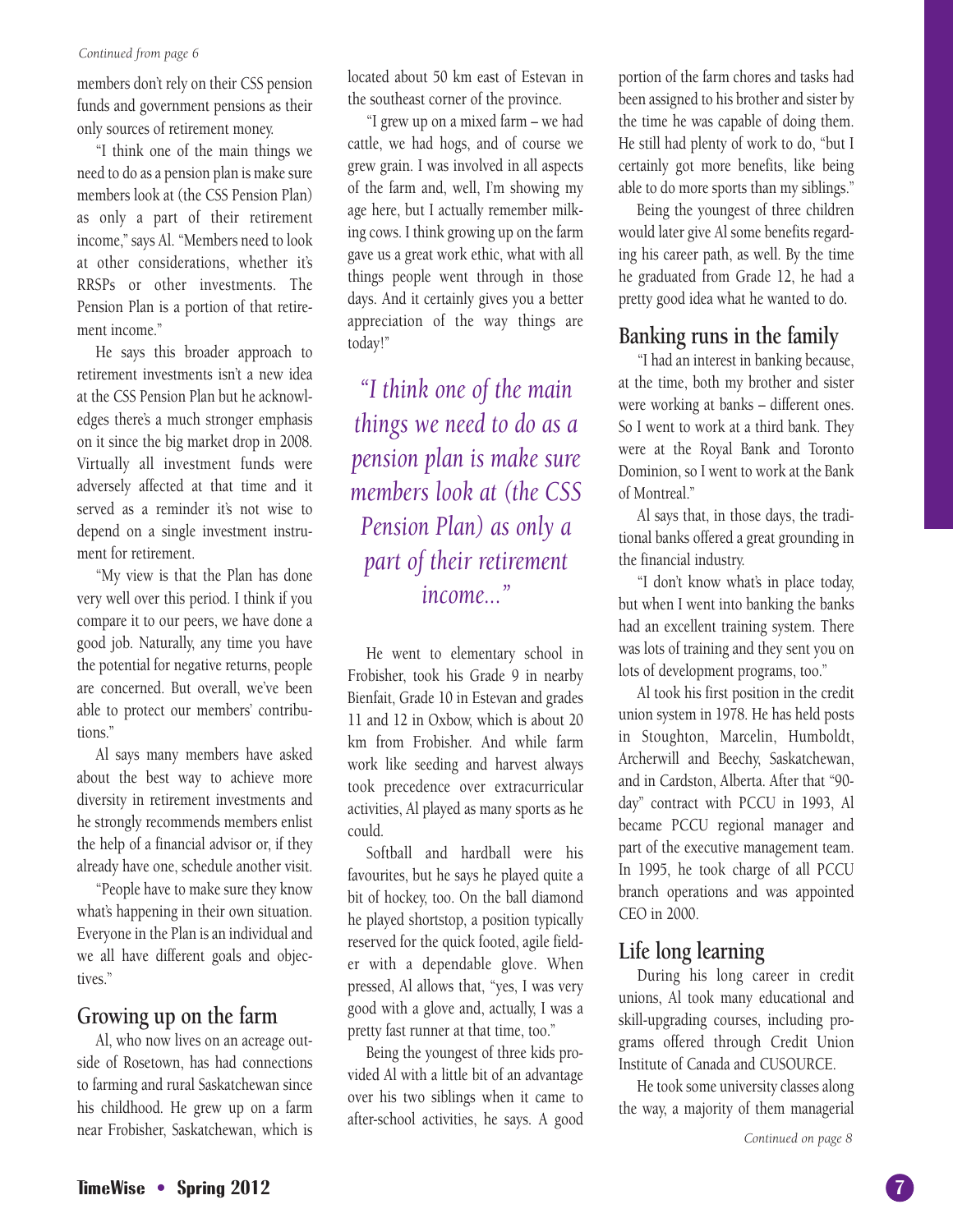*Continued from page 6*

members don't rely on their CSS pension funds and government pensions as their only sources of retirement money.

"I think one of the main things we need to do as a pension plan is make sure members look at (the CSS Pension Plan) as only a part of their retirement income," says Al. "Members need to look at other considerations, whether it's RRSPs or other investments. The Pension Plan is a portion of that retirement income."

He says this broader approach to retirement investments isn't a new idea at the CSS Pension Plan but he acknowledges there's a much stronger emphasis on it since the big market drop in 2008. Virtually all investment funds were adversely affected at that time and it served as a reminder it's not wise to depend on a single investment instrument for retirement.

"My view is that the Plan has done very well over this period. I think if you compare it to our peers, we have done a good job. Naturally, any time you have the potential for negative returns, people are concerned. But overall, we've been able to protect our members' contributions."

Al says many members have asked about the best way to achieve more diversity in retirement investments and he strongly recommends members enlist the help of a financial advisor or, if they already have one, schedule another visit.

"People have to make sure they know what's happening in their own situation. Everyone in the Plan is an individual and we all have different goals and objectives."

## Growing up on the farm

Al, who now lives on an acreage outside of Rosetown, has had connections to farming and rural Saskatchewan since his childhood. He grew up on a farm near Frobisher, Saskatchewan, which is located about 50 km east of Estevan in the southeast corner of the province.

"I grew up on a mixed farm – we had cattle, we had hogs, and of course we grew grain. I was involved in all aspects of the farm and, well, I'm showing my age here, but I actually remember milking cows. I think growing up on the farm gave us a great work ethic, what with all things people went through in those days. And it certainly gives you a better appreciation of the way things are today!"

*"I think one of the main things we need to do as a pension plan is make sure members look at (the CSS Pension Plan) as only a part of their retirement income..."*

He went to elementary school in Frobisher, took his Grade 9 in nearby Bienfait, Grade 10 in Estevan and grades 11 and 12 in Oxbow, which is about 20 km from Frobisher. And while farm work like seeding and harvest always took precedence over extracurricular activities, Al played as many sports as he could.

Softball and hardball were his favourites, but he says he played quite a bit of hockey, too. On the ball diamond he played shortstop, a position typically reserved for the quick footed, agile fielder with a dependable glove. When pressed, Al allows that, "yes, I was very good with a glove and, actually, I was a pretty fast runner at that time, too."

Being the youngest of three kids provided Al with a little bit of an advantage over his two siblings when it came to after-school activities, he says. A good portion of the farm chores and tasks had been assigned to his brother and sister by the time he was capable of doing them. He still had plenty of work to do, "but I certainly got more benefits, like being able to do more sports than my siblings."

Being the youngest of three children would later give Al some benefits regarding his career path, as well. By the time he graduated from Grade 12, he had a pretty good idea what he wanted to do.

## Banking runs in the family

"I had an interest in banking because, at the time, both my brother and sister were working at banks – different ones. So I went to work at a third bank. They were at the Royal Bank and Toronto Dominion, so I went to work at the Bank of Montreal."

Al says that, in those days, the traditional banks offered a great grounding in the financial industry.

"I don't know what's in place today, but when I went into banking the banks had an excellent training system. There was lots of training and they sent you on lots of development programs, too."

Al took his first position in the credit union system in 1978. He has held posts in Stoughton, Marcelin, Humboldt, Archerwill and Beechy, Saskatchewan, and in Cardston, Alberta. After that "90-day" contract with PCCU in 1993, Al became PCCU regional manager and part of the executive management team. In 1995, he took charge of all PCCU branch operations and was appointed CEO in 2000.

## Life long learning

During his long career in credit unions, Al took many educational and skill-upgrading courses, including programs offered through Credit Union Institute of Canada and CUSOURCE.

He took some university classes along the way, a majority of them managerial

*Continued on page 8*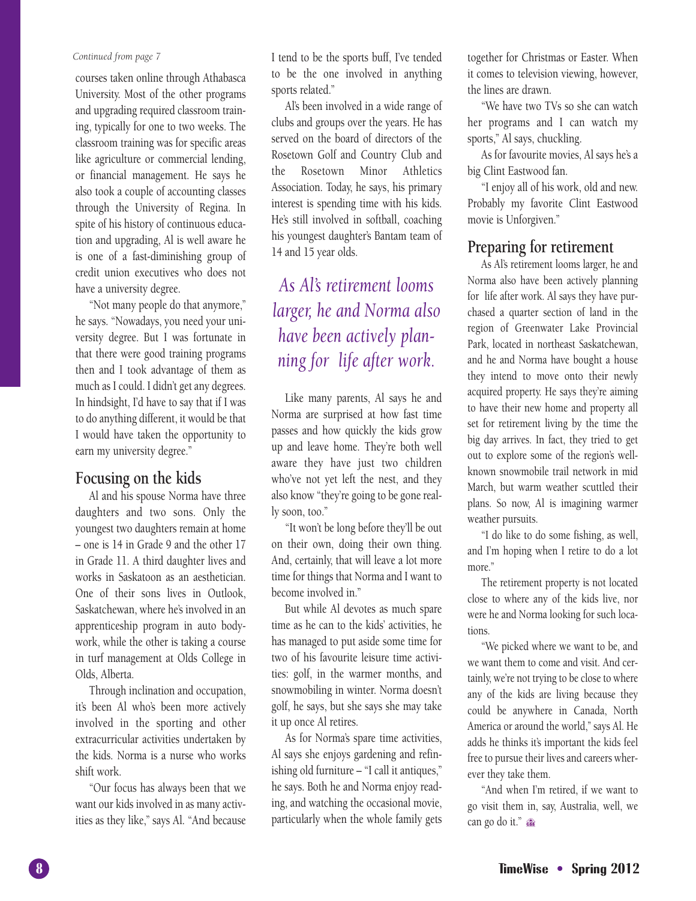*Continued from page 7*

courses taken online through Athabasca University. Most of the other programs and upgrading required classroom training, typically for one to two weeks. The classroom training was for specific areas like agriculture or commercial lending, or financial management. He says he also took a couple of accounting classes through the University of Regina. In spite of his history of continuous education and upgrading, Al is well aware he is one of a fast-diminishing group of credit union executives who does not have a university degree.

"Not many people do that anymore," he says. "Nowadays, you need your university degree. But I was fortunate in that there were good training programs then and I took advantage of them as much as I could. I didn't get any degrees. In hindsight, I'd have to say that if I was to do anything different, it would be that I would have taken the opportunity to earn my university degree."

## Focusing on the kids

Al and his spouse Norma have three daughters and two sons. Only the youngest two daughters remain at home – one is 14 in Grade 9 and the other 17 in Grade 11. A third daughter lives and works in Saskatoon as an aesthetician. One of their sons lives in Outlook, Saskatchewan, where he's involved in an apprenticeship program in auto bodywork, while the other is taking a course in turf management at Olds College in Olds, Alberta.

Through inclination and occupation, it's been Al who's been more actively involved in the sporting and other extracurricular activities undertaken by the kids. Norma is a nurse who works shift work.

"Our focus has always been that we want our kids involved in as many activities as they like," says Al. "And because I tend to be the sports buff, I've tended to be the one involved in anything sports related."

Al's been involved in a wide range of clubs and groups over the years. He has served on the board of directors of the Rosetown Golf and Country Club and the Rosetown Minor Athletics Association. Today, he says, his primary interest is spending time with his kids. He's still involved in softball, coaching his youngest daughter's Bantam team of 14 and 15 year olds.

*As Al's retirement looms larger, he and Norma also have been actively planning for life after work.*

Like many parents, Al says he and Norma are surprised at how fast time passes and how quickly the kids grow up and leave home. They're both well aware they have just two children who've not yet left the nest, and they also know "they're going to be gone really soon, too."

"It won't be long before they'll be out on their own, doing their own thing. And, certainly, that will leave a lot more time for things that Norma and I want to become involved in."

But while Al devotes as much spare time as he can to the kids' activities, he has managed to put aside some time for two of his favourite leisure time activities: golf, in the warmer months, and snowmobiling in winter. Norma doesn't golf, he says, but she says she may take it up once Al retires.

As for Norma's spare time activities, Al says she enjoys gardening and refinishing old furniture – "I call it antiques," he says. Both he and Norma enjoy reading, and watching the occasional movie, particularly when the whole family gets together for Christmas or Easter. When it comes to television viewing, however, the lines are drawn.

"We have two TVs so she can watch her programs and I can watch my sports," Al says, chuckling.

As for favourite movies, Al says he's a big Clint Eastwood fan.

"I enjoy all of his work, old and new. Probably my favorite Clint Eastwood movie is Unforgiven."

## Preparing for retirement

As Al's retirement looms larger, he and Norma also have been actively planning for life after work. Al says they have purchased a quarter section of land in the region of Greenwater Lake Provincial Park, located in northeast Saskatchewan, and he and Norma have bought a house they intend to move onto their newly acquired property. He says they're aiming to have their new home and property all set for retirement living by the time the big day arrives. In fact, they tried to get out to explore some of the region's well-known snowmobile trail network in mid March, but warm weather scuttled their plans. So now, Al is imagining warmer weather pursuits.

"I do like to do some fishing, as well, and I'm hoping when I retire to do a lot more."

The retirement property is not located close to where any of the kids live, nor were he and Norma looking for such locations.

"We picked where we want to be, and we want them to come and visit. And certainly, we're not trying to be close to where any of the kids are living because they could be anywhere in Canada, North America or around the world," says Al. He adds he thinks it's important the kids feel free to pursue their lives and careers wherever they take them.

"And when I'm retired, if we want to go visit them in, say, Australia, well, we can go do it."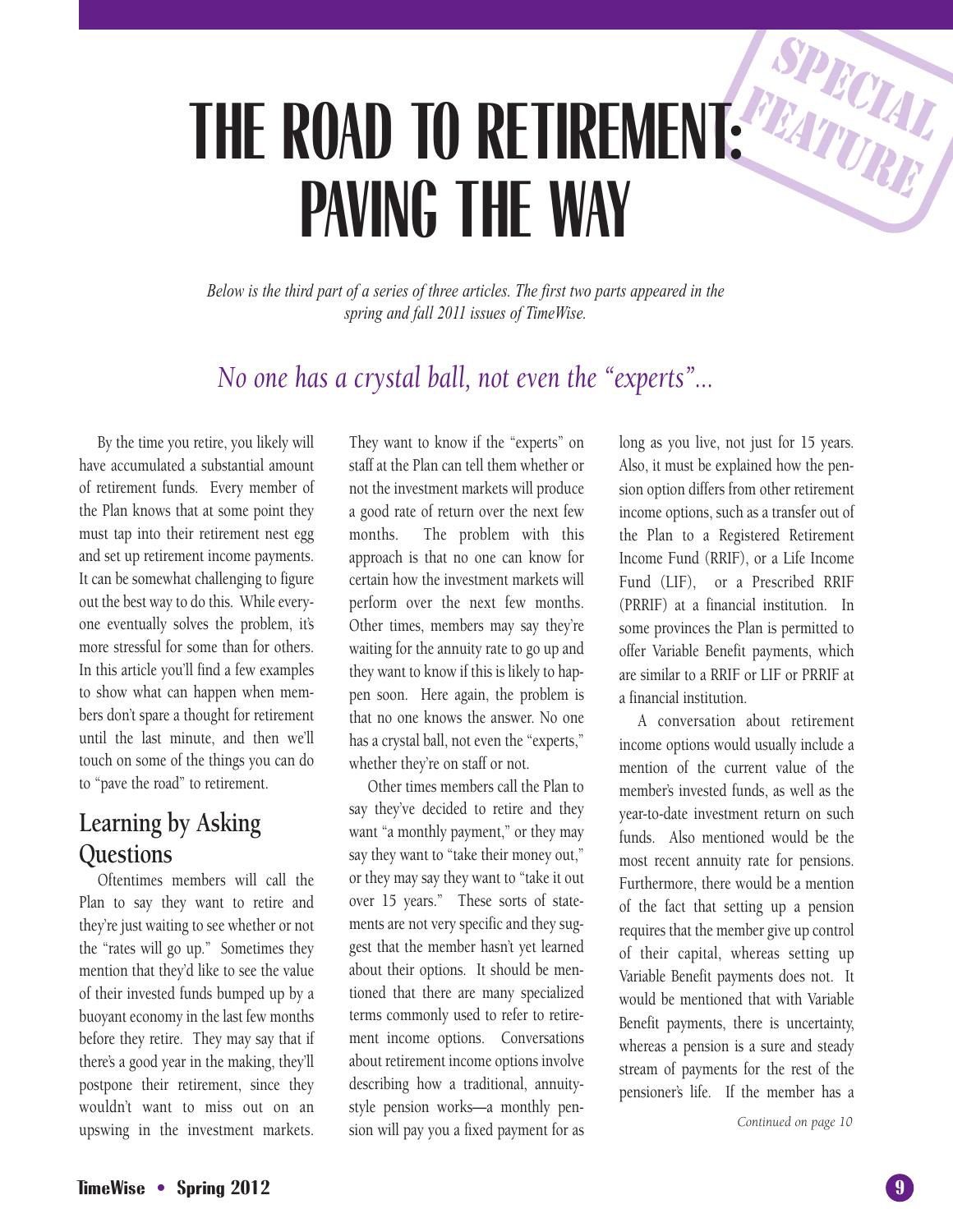# THE ROAD TO RETIREMENT: PAVING THE WAY

SPECIAL FEATURE

*Below is the third part of a series of three articles. The first two parts appeared in the spring and fall 2011 issues of TimeWise.*

*No one has a crystal ball, not even the "experts"...*

By the time you retire, you likely will have accumulated a substantial amount of retirement funds. Every member of the Plan knows that at some point they must tap into their retirement nest egg and set up retirement income payments. It can be somewhat challenging to figure out the best way to do this. While everyone eventually solves the problem, it's more stressful for some than for others. In this article you'll find a few examples to show what can happen when members don't spare a thought for retirement until the last minute, and then we'll touch on some of the things you can do to "pave the road" to retirement.

## Learning by Asking Questions

Oftentimes members will call the Plan to say they want to retire and they're just waiting to see whether or not the "rates will go up." Sometimes they mention that they'd like to see the value of their invested funds bumped up by a buoyant economy in the last few months before they retire. They may say that if there's a good year in the making, they'll postpone their retirement, since they wouldn't want to miss out on an upswing in the investment markets. They want to know if the "experts" on staff at the Plan can tell them whether or not the investment markets will produce a good rate of return over the next few months. The problem with this approach is that no one can know for certain how the investment markets will perform over the next few months. Other times, members may say they're waiting for the annuity rate to go up and they want to know if this is likely to happen soon. Here again, the problem is that no one knows the answer. No one has a crystal ball, not even the "experts," whether they're on staff or not.

Other times members call the Plan to say they've decided to retire and they want "a monthly payment," or they may say they want to "take their money out," or they may say they want to "take it out over 15 years." These sorts of statements are not very specific and they suggest that the member hasn't yet learned about their options. It should be mentioned that there are many specialized terms commonly used to refer to retirement income options. Conversations about retirement income options involve describing how a traditional, annuity-style pension works—a monthly pension will pay you a fixed payment for as long as you live, not just for 15 years. Also, it must be explained how the pension option differs from other retirement income options, such as a transfer out of the Plan to a Registered Retirement Income Fund (RRIF), or a Life Income Fund (LIF), or a Prescribed RRIF (PRRIF) at a financial institution. In some provinces the Plan is permitted to offer Variable Benefit payments, which are similar to a RRIF or LIF or PRRIF at a financial institution.

A conversation about retirement income options would usually include a mention of the current value of the member's invested funds, as well as the year-to-date investment return on such funds. Also mentioned would be the most recent annuity rate for pensions. Furthermore, there would be a mention of the fact that setting up a pension requires that the member give up control of their capital, whereas setting up Variable Benefit payments does not. It would be mentioned that with Variable Benefit payments, there is uncertainty, whereas a pension is a sure and steady stream of payments for the rest of the pensioner's life. If the member has a

*Continued on page 10*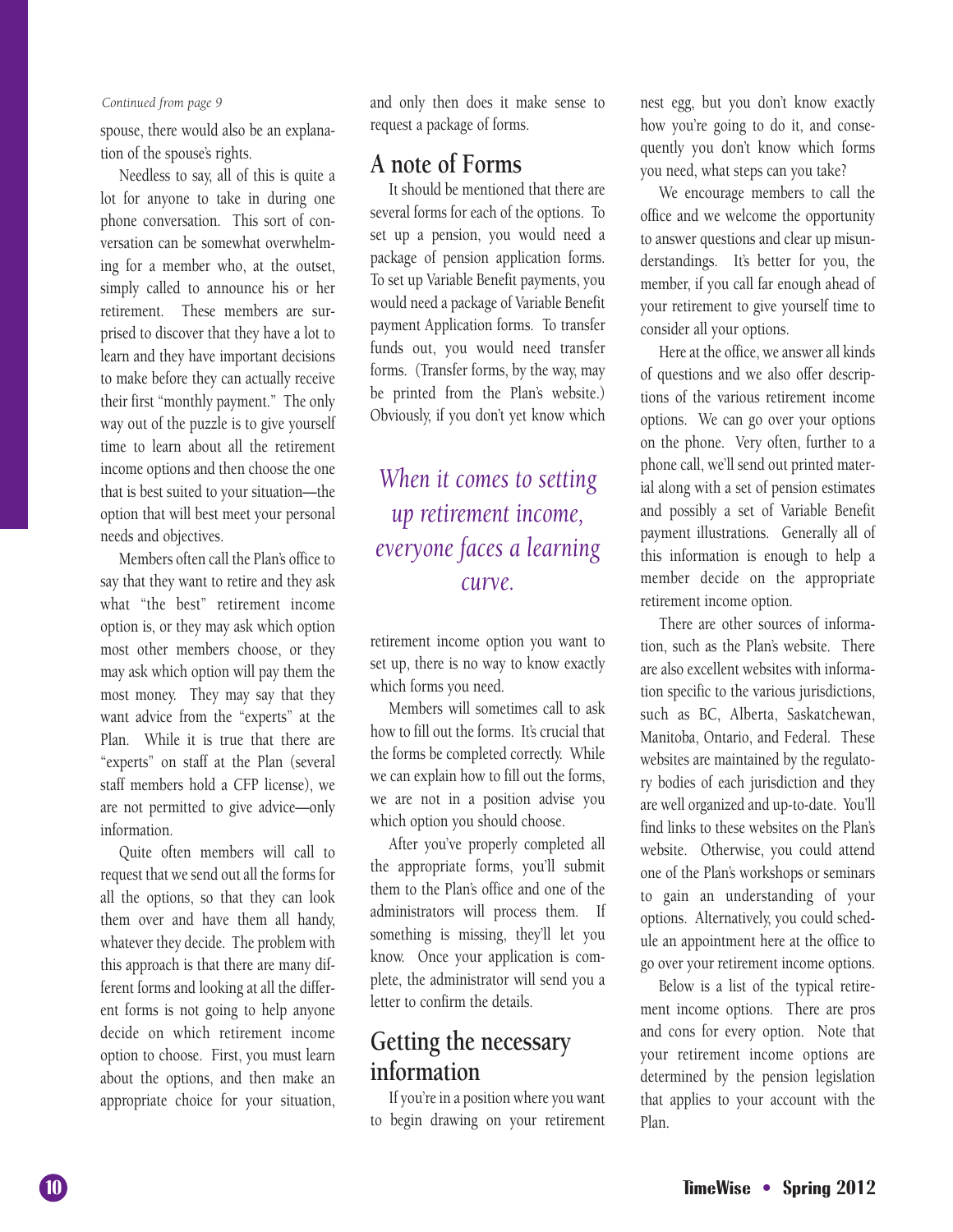*Continued from page 9*

spouse, there would also be an explanation of the spouse's rights.

Needless to say, all of this is quite a lot for anyone to take in during one phone conversation. This sort of conversation can be somewhat overwhelming for a member who, at the outset, simply called to announce his or her retirement. These members are surprised to discover that they have a lot to learn and they have important decisions to make before they can actually receive their first "monthly payment." The only way out of the puzzle is to give yourself time to learn about all the retirement income options and then choose the one that is best suited to your situation—the option that will best meet your personal needs and objectives.

Members often call the Plan's office to say that they want to retire and they ask what "the best" retirement income option is, or they may ask which option most other members choose, or they may ask which option will pay them the most money. They may say that they want advice from the "experts" at the Plan. While it is true that there are "experts" on staff at the Plan (several staff members hold a CFP license), we are not permitted to give advice—only information.

Quite often members will call to request that we send out all the forms for all the options, so that they can look them over and have them all handy, whatever they decide. The problem with this approach is that there are many different forms and looking at all the different forms is not going to help anyone decide on which retirement income option to choose. First, you must learn about the options, and then make an appropriate choice for your situation, and only then does it make sense to request a package of forms.

## A note of Forms

It should be mentioned that there are several forms for each of the options. To set up a pension, you would need a package of pension application forms. To set up Variable Benefit payments, you would need a package of Variable Benefit payment Application forms. To transfer funds out, you would need transfer forms. (Transfer forms, by the way, may be printed from the Plan's website.) Obviously, if you don't yet know which retirement income option you want to set up, there is no way to know exactly which forms you need.

*When it comes to setting up retirement income, everyone faces a learning curve.*

Members will sometimes call to ask how to fill out the forms. It's crucial that the forms be completed correctly. While we can explain how to fill out the forms, we are not in a position advise you which option you should choose.

After you've properly completed all the appropriate forms, you'll submit them to the Plan's office and one of the administrators will process them. If something is missing, they'll let you know. Once your application is complete, the administrator will send you a letter to confirm the details.

## Getting the necessary information

If you're in a position where you want to begin drawing on your retirement nest egg, but you don't know exactly how you're going to do it, and consequently you don't know which forms you need, what steps can you take?

We encourage members to call the office and we welcome the opportunity to answer questions and clear up misunderstandings. It's better for you, the member, if you call far enough ahead of your retirement to give yourself time to consider all your options.

Here at the office, we answer all kinds of questions and we also offer descriptions of the various retirement income options. We can go over your options on the phone. Very often, further to a phone call, we'll send out printed material along with a set of pension estimates and possibly a set of Variable Benefit payment illustrations. Generally all of this information is enough to help a member decide on the appropriate retirement income option.

There are other sources of information, such as the Plan's website. There are also excellent websites with information specific to the various jurisdictions, such as BC, Alberta, Saskatchewan, Manitoba, Ontario, and Federal. These websites are maintained by the regulatory bodies of each jurisdiction and they are well organized and up-to-date. You'll find links to these websites on the Plan's website. Otherwise, you could attend one of the Plan's workshops or seminars to gain an understanding of your options. Alternatively, you could schedule an appointment here at the office to go over your retirement income options.

Below is a list of the typical retirement income options. There are pros and cons for every option. Note that your retirement income options are determined by the pension legislation that applies to your account with the Plan.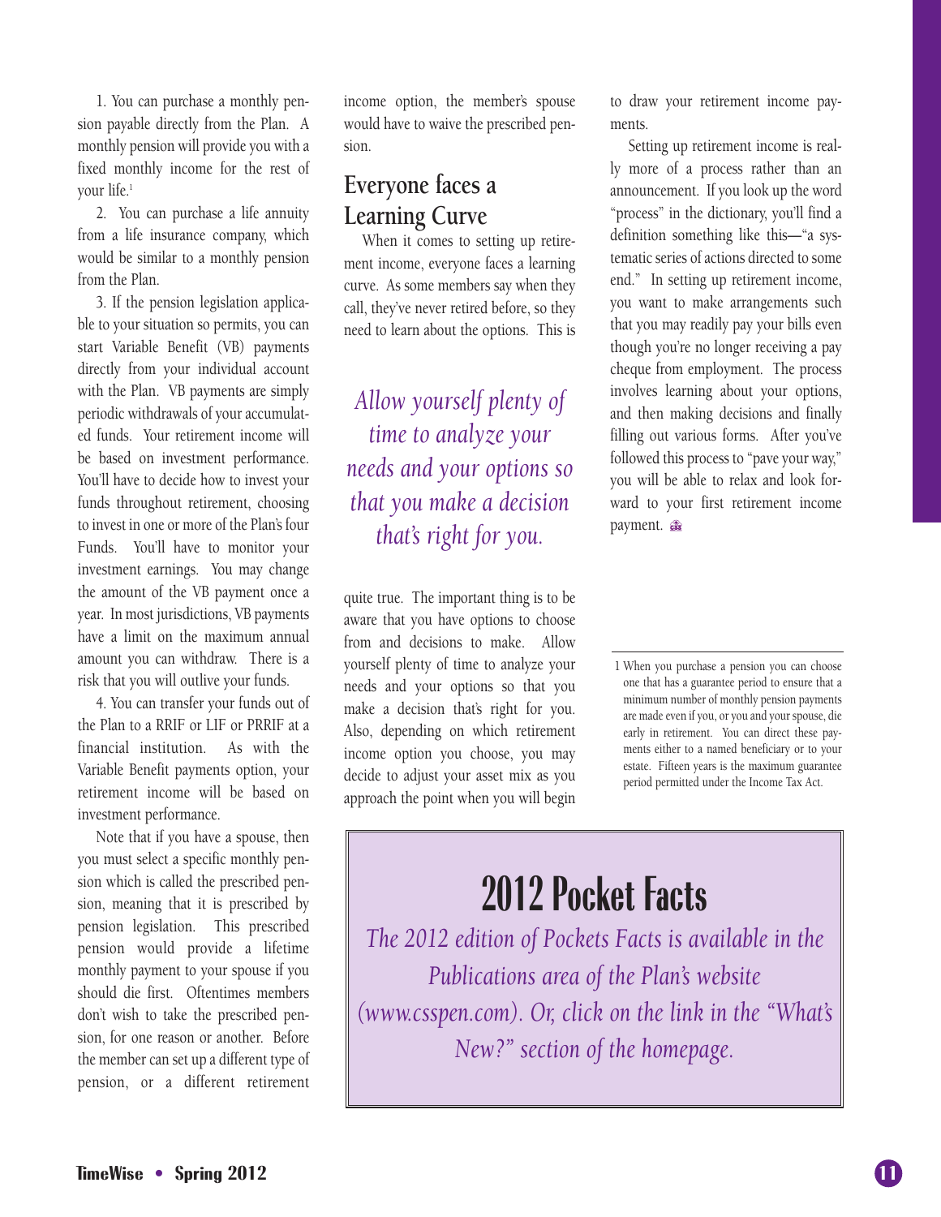1. You can purchase a monthly pension payable directly from the Plan. A monthly pension will provide you with a fixed monthly income for the rest of your life.[1]

2. You can purchase a life annuity from a life insurance company, which would be similar to a monthly pension from the Plan.

3. If the pension legislation applicable to your situation so permits, you can start Variable Benefit (VB) payments directly from your individual account with the Plan. VB payments are simply periodic withdrawals of your accumulated funds. Your retirement income will be based on investment performance. You'll have to decide how to invest your funds throughout retirement, choosing to invest in one or more of the Plan's four Funds. You'll have to monitor your investment earnings. You may change the amount of the VB payment once a year. In most jurisdictions, VB payments have a limit on the maximum annual amount you can withdraw. There is a risk that you will outlive your funds.

4. You can transfer your funds out of the Plan to a RRIF or LIF or PRRIF at a financial institution. As with the Variable Benefit payments option, your retirement income will be based on investment performance.

Note that if you have a spouse, then you must select a specific monthly pension which is called the prescribed pension, meaning that it is prescribed by pension legislation. This prescribed pension would provide a lifetime monthly payment to your spouse if you should die first. Oftentimes members don't wish to take the prescribed pension, for one reason or another. Before the member can set up a different type of pension, or a different retirement income option, the member's spouse would have to waive the prescribed pension.

## Everyone faces a Learning Curve

When it comes to setting up retirement income, everyone faces a learning curve. As some members say when they call, they've never retired before, so they need to learn about the options. This is quite true. The important thing is to be aware that you have options to choose from and decisions to make. Allow yourself plenty of time to analyze your needs and your options so that you make a decision that's right for you. Also, depending on which retirement income option you choose, you may decide to adjust your asset mix as you approach the point when you will begin to draw your retirement income payments.

*Allow yourself plenty of time to analyze your needs and your options so that you make a decision that's right for you.*

Setting up retirement income is really more of a process rather than an announcement. If you look up the word "process" in the dictionary, you'll find a definition something like this—"a systematic series of actions directed to some end." In setting up retirement income, you want to make arrangements such that you may readily pay your bills even though you're no longer receiving a pay cheque from employment. The process involves learning about your options, and then making decisions and finally filling out various forms. After you've followed this process to "pave your way," you will be able to relax and look forward to your first retirement income payment.

---

1 When you purchase a pension you can choose one that has a guarantee period to ensure that a minimum number of monthly pension payments are made even if you, or you and your spouse, die early in retirement. You can direct these payments either to a named beneficiary or to your estate. Fifteen years is the maximum guarantee period permitted under the Income Tax Act.

## 2012 Pocket Facts

*The 2012 edition of Pockets Facts is available in the Publications area of the Plan's website (www.csspen.com). Or, click on the link in the "What's New?" section of the homepage.*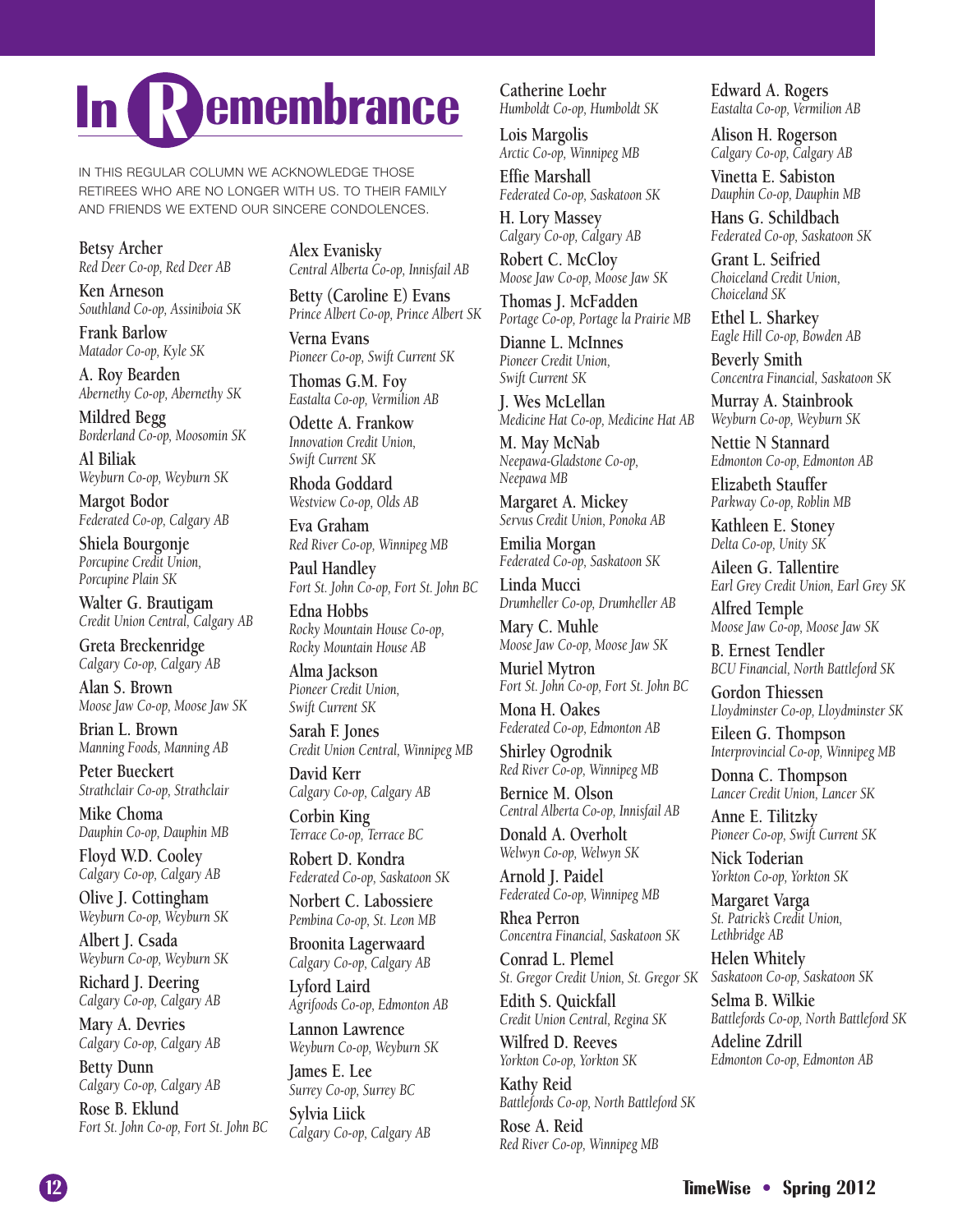# In Remembrance

IN THIS REGULAR COLUMN WE ACKNOWLEDGE THOSE RETIREES WHO ARE NO LONGER WITH US. TO THEIR FAMILY AND FRIENDS WE EXTEND OUR SINCERE CONDOLENCES.

Betsy Archer
*Red Deer Co-op, Red Deer AB*

Ken Arneson
*Southland Co-op, Assiniboia SK*

Frank Barlow
*Matador Co-op, Kyle SK*

A. Roy Bearden
*Abernethy Co-op, Abernethy SK*

Mildred Begg
*Borderland Co-op, Moosomin SK*

Al Biliak
*Weyburn Co-op, Weyburn SK*

Margot Bodor
*Federated Co-op, Calgary AB*

Shiela Bourgonje
*Porcupine Credit Union, Porcupine Plain SK*

Walter G. Brautigam
*Credit Union Central, Calgary AB*

Greta Breckenridge
*Calgary Co-op, Calgary AB*

Alan S. Brown
*Moose Jaw Co-op, Moose Jaw SK*

Brian L. Brown
*Manning Foods, Manning AB*

Peter Bueckert
*Strathclair Co-op, Strathclair*

Mike Choma
*Dauphin Co-op, Dauphin MB*

Floyd W.D. Cooley
*Calgary Co-op, Calgary AB*

Olive J. Cottingham
*Weyburn Co-op, Weyburn SK*

Albert J. Csada
*Weyburn Co-op, Weyburn SK*

Richard J. Deering
*Calgary Co-op, Calgary AB*

Mary A. Devries
*Calgary Co-op, Calgary AB*

Betty Dunn
*Calgary Co-op, Calgary AB*

Rose B. Eklund
*Fort St. John Co-op, Fort St. John BC*

Alex Evanisky
*Central Alberta Co-op, Innisfail AB*

Betty (Caroline E) Evans
*Prince Albert Co-op, Prince Albert SK*

Verna Evans
*Pioneer Co-op, Swift Current SK*

Thomas G.M. Foy
*Eastalta Co-op, Vermilion AB*

Odette A. Frankow
*Innovation Credit Union, Swift Current SK*

Rhoda Goddard
*Westview Co-op, Olds AB*

Eva Graham
*Red River Co-op, Winnipeg MB*

Paul Handley
*Fort St. John Co-op, Fort St. John BC*

Edna Hobbs
*Rocky Mountain House Co-op, Rocky Mountain House AB*

Alma Jackson
*Pioneer Credit Union, Swift Current SK*

Sarah F. Jones
*Credit Union Central, Winnipeg MB*

David Kerr
*Calgary Co-op, Calgary AB*

Corbin King
*Terrace Co-op, Terrace BC*

Robert D. Kondra
*Federated Co-op, Saskatoon SK*

Norbert C. Labossiere
*Pembina Co-op, St. Leon MB*

Broonita Lagerwaard
*Calgary Co-op, Calgary AB*

Lyford Laird
*Agrifoods Co-op, Edmonton AB*

Lannon Lawrence
*Weyburn Co-op, Weyburn SK*

James E. Lee
*Surrey Co-op, Surrey BC*

Sylvia Liick
*Calgary Co-op, Calgary AB*

Catherine Loehr
*Humboldt Co-op, Humboldt SK*

Lois Margolis
*Arctic Co-op, Winnipeg MB*

Effie Marshall
*Federated Co-op, Saskatoon SK*

H. Lory Massey
*Calgary Co-op, Calgary AB*

Robert C. McCloy
*Moose Jaw Co-op, Moose Jaw SK*

Thomas J. McFadden
*Portage Co-op, Portage la Prairie MB*

Dianne L. McInnes
*Pioneer Credit Union, Swift Current SK*

J. Wes McLellan
*Medicine Hat Co-op, Medicine Hat AB*

M. May McNab
*Neepawa-Gladstone Co-op, Neepawa MB*

Margaret A. Mickey
*Servus Credit Union, Ponoka AB*

Emilia Morgan
*Federated Co-op, Saskatoon SK*

Linda Mucci
*Drumheller Co-op, Drumheller AB*

Mary C. Muhle
*Moose Jaw Co-op, Moose Jaw SK*

Muriel Mytron
*Fort St. John Co-op, Fort St. John BC*

Mona H. Oakes
*Federated Co-op, Edmonton AB*

Shirley Ogrodnik
*Red River Co-op, Winnipeg MB*

Bernice M. Olson
*Central Alberta Co-op, Innisfail AB*

Donald A. Overholt
*Welwyn Co-op, Welwyn SK*

Arnold J. Paidel
*Federated Co-op, Winnipeg MB*

Rhea Perron
*Concentra Financial, Saskatoon SK*

Conrad L. Plemel
*St. Gregor Credit Union, St. Gregor SK*

Edith S. Quickfall
*Credit Union Central, Regina SK*

Wilfred D. Reeves
*Yorkton Co-op, Yorkton SK*

Kathy Reid
*Battlefords Co-op, North Battleford SK*

Rose A. Reid
*Red River Co-op, Winnipeg MB*

Edward A. Rogers
*Eastalta Co-op, Vermilion AB*

Alison H. Rogerson
*Calgary Co-op, Calgary AB*

Vinetta E. Sabiston
*Dauphin Co-op, Dauphin MB*

Hans G. Schildbach
*Federated Co-op, Saskatoon SK*

Grant L. Seifried
*Choiceland Credit Union, Choiceland SK*

Ethel L. Sharkey
*Eagle Hill Co-op, Bowden AB*

Beverly Smith
*Concentra Financial, Saskatoon SK*

Murray A. Stainbrook
*Weyburn Co-op, Weyburn SK*

Nettie N Stannard
*Edmonton Co-op, Edmonton AB*

Elizabeth Stauffer
*Parkway Co-op, Roblin MB*

Kathleen E. Stoney
*Delta Co-op, Unity SK*

Aileen G. Tallentire
*Earl Grey Credit Union, Earl Grey SK*

Alfred Temple
*Moose Jaw Co-op, Moose Jaw SK*

B. Ernest Tendler
*BCU Financial, North Battleford SK*

Gordon Thiessen
*Lloydminster Co-op, Lloydminster SK*

Eileen G. Thompson
*Interprovincial Co-op, Winnipeg MB*

Donna C. Thompson
*Lancer Credit Union, Lancer SK*

Anne E. Tilitzky
*Pioneer Co-op, Swift Current SK*

Nick Toderian
*Yorkton Co-op, Yorkton SK*

Margaret Varga
*St. Patrick's Credit Union, Lethbridge AB*

Helen Whitely
*Saskatoon Co-op, Saskatoon SK*

Selma B. Wilkie
*Battlefords Co-op, North Battleford SK*

Adeline Zdrill
*Edmonton Co-op, Edmonton AB*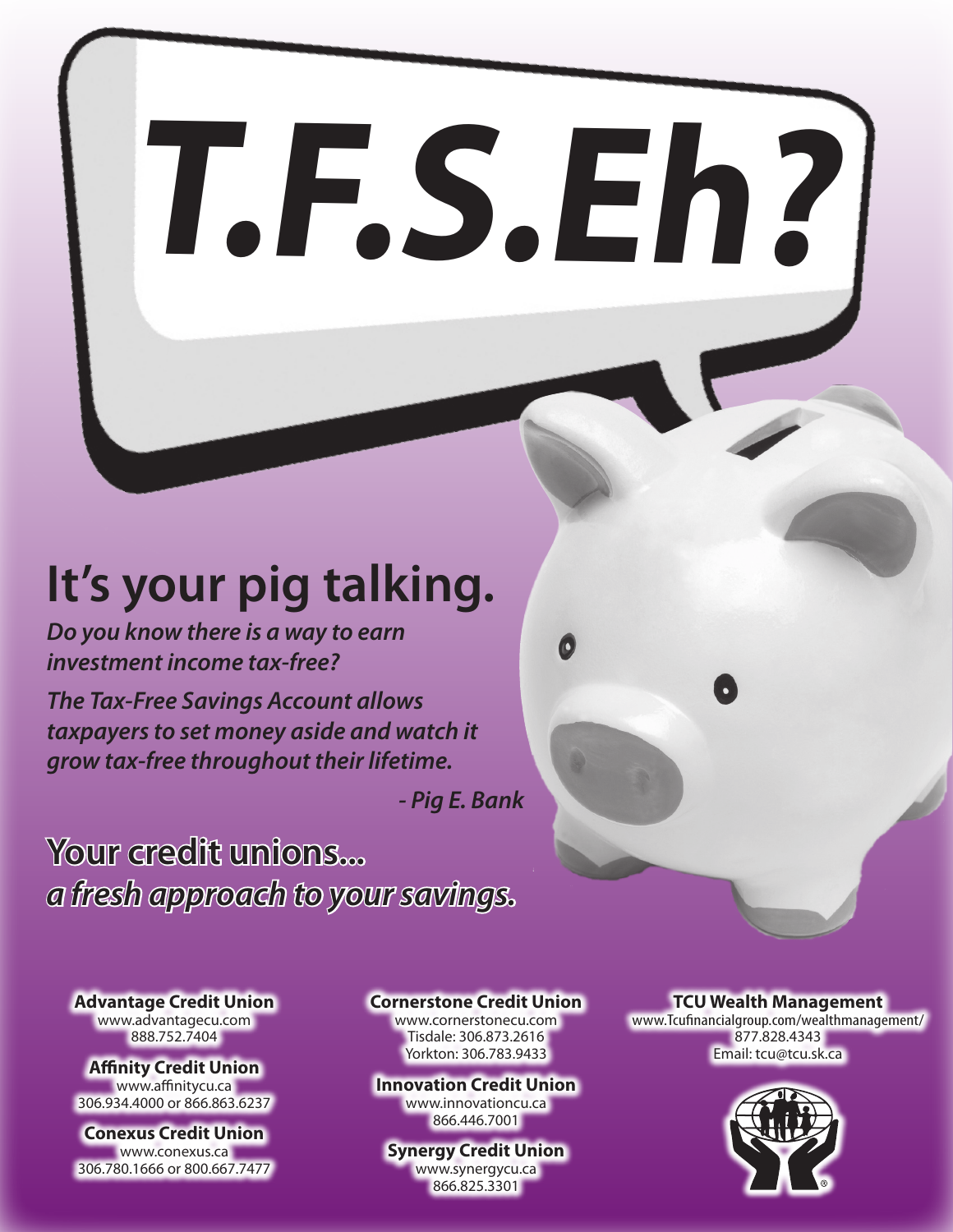# T.F.S.Eh?

## It's your pig talking.

***Do you know there is a way to earn investment income tax-free?***

***The Tax-Free Savings Account allows taxpayers to set money aside and watch it grow tax-free throughout their lifetime.***

***- Pig E. Bank***

## Your credit unions...
***a fresh approach to your savings.***

**Advantage Credit Union**
www.advantagecu.com
888.752.7404

**Affinity Credit Union**
www.affinitycu.ca
306.934.4000 or 866.863.6237

**Conexus Credit Union**
www.conexus.ca
306.780.1666 or 800.667.7477

**Cornerstone Credit Union**
www.cornerstonecu.com
Tisdale: 306.873.2616
Yorkton: 306.783.9433

**Innovation Credit Union**
www.innovationcu.ca
866.446.7001

**Synergy Credit Union**
www.synergycu.ca
866.825.3301

**TCU Wealth Management**
www.Tcufinancialgroup.com/wealthmanagement/
877.828.4343
Email: tcu@tcu.sk.ca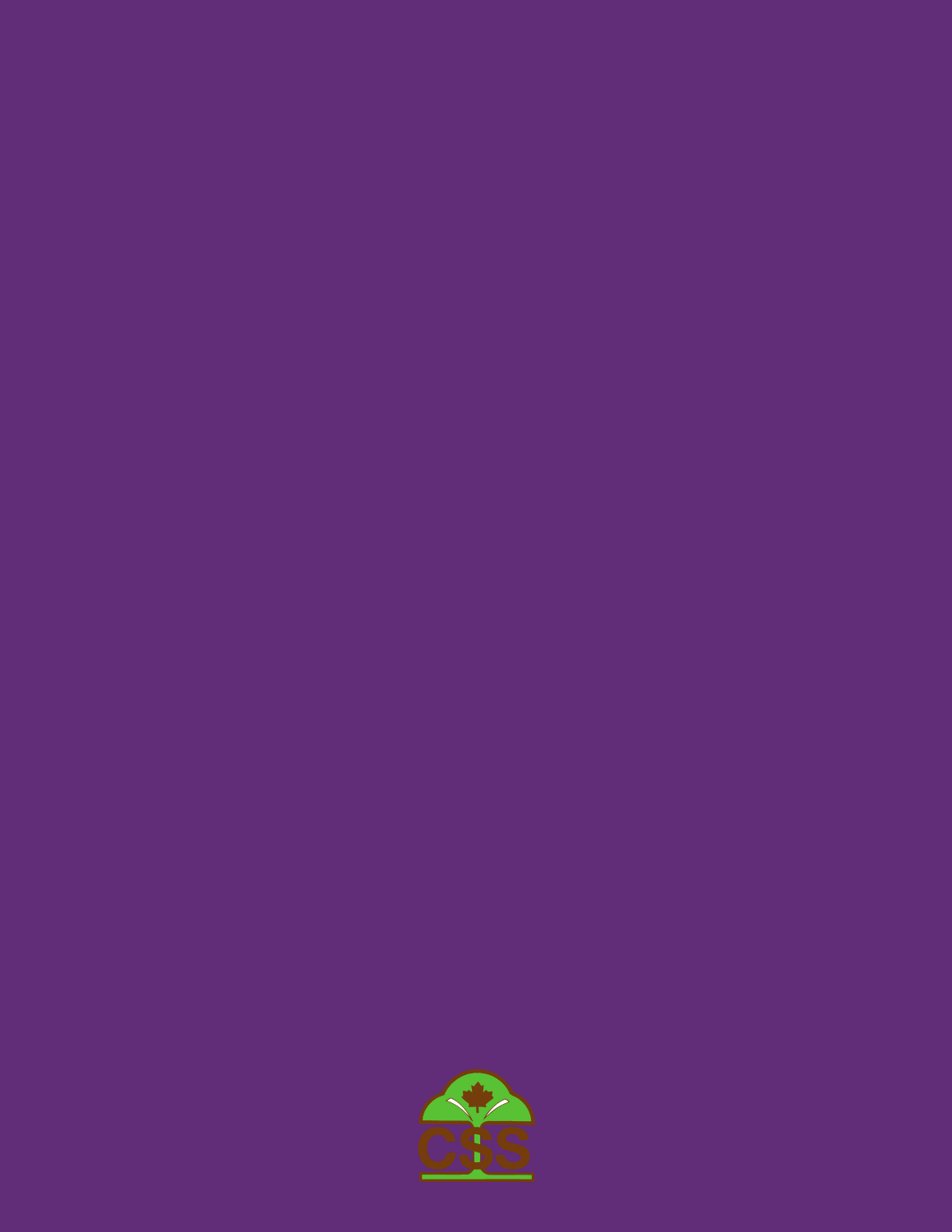CSS